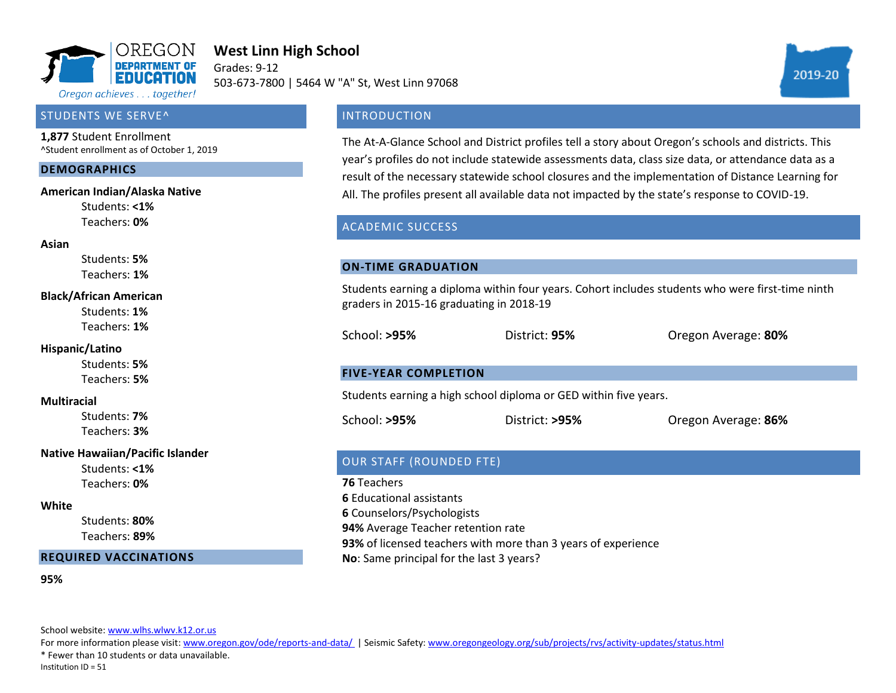OREGON DEPARTMENT OF EDUCATION

*Oregon achieves . . . together!*

# West Linn High School

Grades: 9-12

503-673-7800 | 5464 W "A" St, West Linn 97068

2019-20

## STUDENTS WE SERVE^

**1,877** Student Enrollment

^Student enrollment as of October 1, 2019

### DEMOGRAPHICS

**American Indian/Alaska Native**
- Students: **<1%**
- Teachers: **0%**

**Asian**
- Students: **5%**
- Teachers: **1%**

**Black/African American**
- Students: **1%**
- Teachers: **1%**

**Hispanic/Latino**
- Students: **5%**
- Teachers: **5%**

**Multiracial**
- Students: **7%**
- Teachers: **3%**

**Native Hawaiian/Pacific Islander**
- Students: **<1%**
- Teachers: **0%**

**White**
- Students: **80%**
- Teachers: **89%**

### REQUIRED VACCINATIONS

**95%**

## INTRODUCTION

The At-A-Glance School and District profiles tell a story about Oregon's schools and districts. This year's profiles do not include statewide assessments data, class size data, or attendance data as a result of the necessary statewide school closures and the implementation of Distance Learning for All. The profiles present all available data not impacted by the state's response to COVID-19.

## ACADEMIC SUCCESS

### ON-TIME GRADUATION

Students earning a diploma within four years. Cohort includes students who were first-time ninth graders in 2015-16 graduating in 2018-19

School: **>95%** District: **95%** Oregon Average: **80%**

### FIVE-YEAR COMPLETION

Students earning a high school diploma or GED within five years.

School: **>95%** District: **>95%** Oregon Average: **86%**

## OUR STAFF (ROUNDED FTE)

**76** Teachers

**6** Educational assistants

**6** Counselors/Psychologists

**94%** Average Teacher retention rate

**93%** of licensed teachers with more than 3 years of experience

**No**: Same principal for the last 3 years?

School website: www.wlhs.wlwv.k12.or.us

For more information please visit: www.oregon.gov/ode/reports-and-data/ | Seismic Safety: www.oregongeology.org/sub/projects/rvs/activity-updates/status.html

* Fewer than 10 students or data unavailable.

Institution ID = 51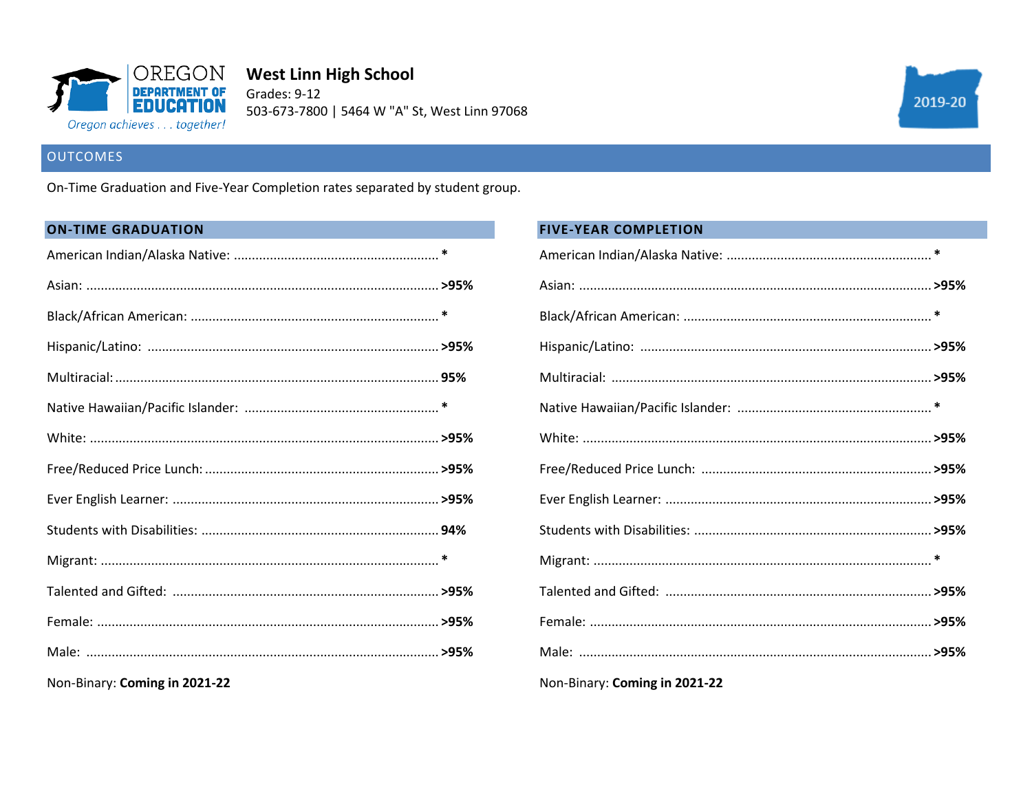**West Linn High School**
Grades: 9-12
503-673-7800 | 5464 W "A" St, West Linn 97068

2019-20

## OUTCOMES

On-Time Graduation and Five-Year Completion rates separated by student group.

| Student Group | ON-TIME GRADUATION | FIVE-YEAR COMPLETION |
|---|---|---|
| American Indian/Alaska Native: | * | * |
| Asian: | >95% | >95% |
| Black/African American: | * | * |
| Hispanic/Latino: | >95% | >95% |
| Multiracial: | 95% | >95% |
| Native Hawaiian/Pacific Islander: | * | * |
| White: | >95% | >95% |
| Free/Reduced Price Lunch: | >95% | >95% |
| Ever English Learner: | >95% | >95% |
| Students with Disabilities: | 94% | >95% |
| Migrant: | * | * |
| Talented and Gifted: | >95% | >95% |
| Female: | >95% | >95% |
| Male: | >95% | >95% |
| Non-Binary: | **Coming in 2021-22** | **Coming in 2021-22** |